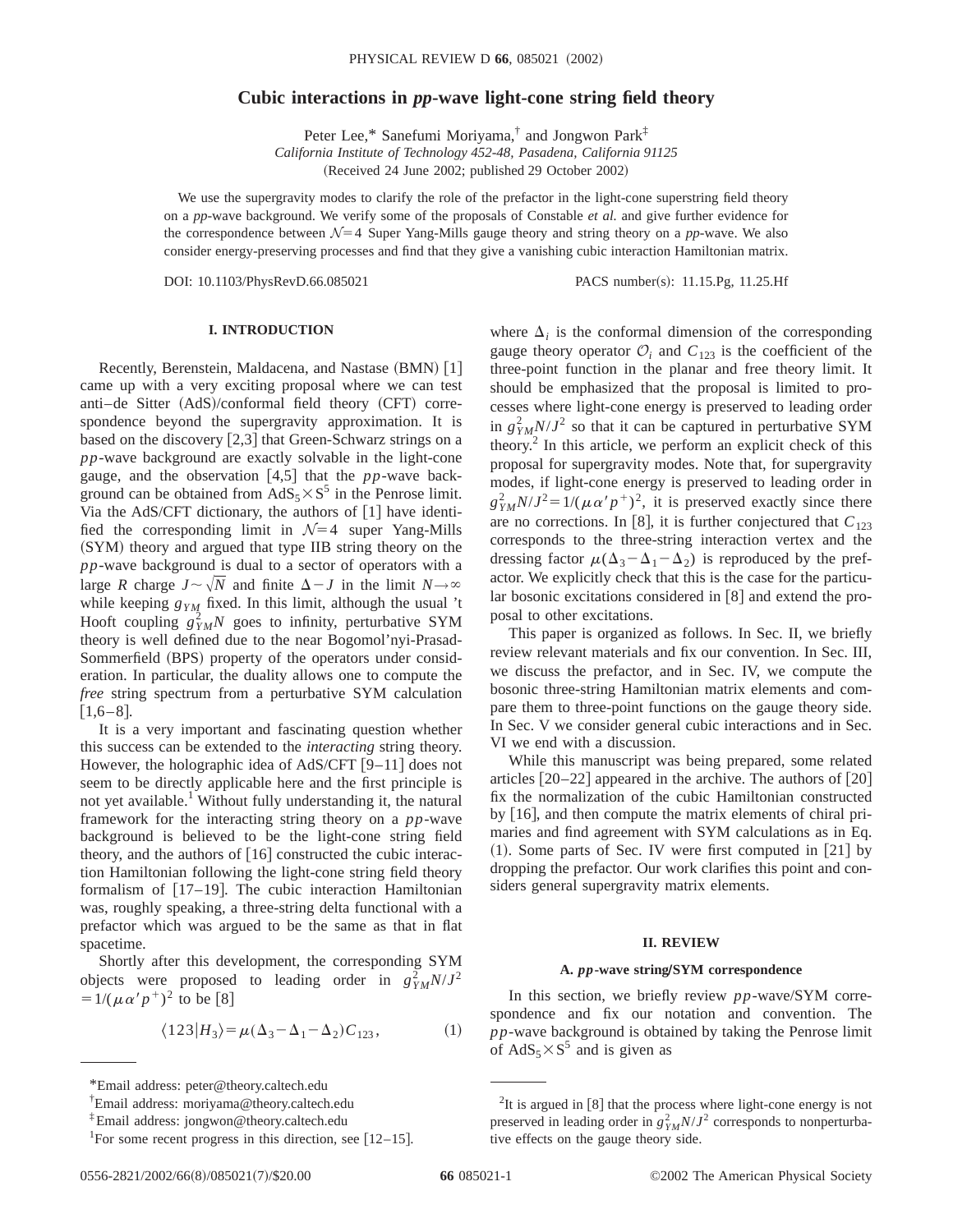# Cubic interactions in *pp*-wave light-cone string field theory

Peter Lee,* Sanefumi Moriyama,† and Jongwon Park‡

*California Institute of Technology 452-48, Pasadena, California 91125*

(Received 24 June 2002; published 29 October 2002)

We use the supergravity modes to clarify the role of the prefactor in the light-cone superstring field theory on a *pp*-wave background. We verify some of the proposals of Constable *et al.* and give further evidence for the correspondence between $\mathcal{N}=4$ Super Yang-Mills gauge theory and string theory on a *pp*-wave. We also consider energy-preserving processes and find that they give a vanishing cubic interaction Hamiltonian matrix.

DOI: 10.1103/PhysRevD.66.085021 PACS number(s): 11.15.Pg, 11.25.Hf

## I. INTRODUCTION

Recently, Berenstein, Maldacena, and Nastase (BMN) [1] came up with a very exciting proposal where we can test anti–de Sitter (AdS)/conformal field theory (CFT) correspondence beyond the supergravity approximation. It is based on the discovery [2,3] that Green-Schwarz strings on a *pp*-wave background are exactly solvable in the light-cone gauge, and the observation [4,5] that the *pp*-wave background can be obtained from $\mathrm{AdS}_5\times \mathrm{S}^5$ in the Penrose limit. Via the AdS/CFT dictionary, the authors of [1] have identified the corresponding limit in $\mathcal{N}=4$ super Yang-Mills (SYM) theory and argued that type IIB string theory on the *pp*-wave background is dual to a sector of operators with a large $R$ charge $J\sim\sqrt{N}$ and finite $\Delta-J$ in the limit $N\rightarrow\infty$ while keeping $g_{YM}$ fixed. In this limit, although the usual 't Hooft coupling $g_{YM}^2N$ goes to infinity, perturbative SYM theory is well defined due to the near Bogomol'nyi-Prasad-Sommerfield (BPS) property of the operators under consideration. In particular, the duality allows one to compute the *free* string spectrum from a perturbative SYM calculation [1,6–8].

It is a very important and fascinating question whether this success can be extended to the *interacting* string theory. However, the holographic idea of AdS/CFT [9–11] does not seem to be directly applicable here and the first principle is not yet available.[1] Without fully understanding it, the natural framework for the interacting string theory on a *pp*-wave background is believed to be the light-cone string field theory, and the authors of [16] constructed the cubic interaction Hamiltonian following the light-cone string field theory formalism of [17–19]. The cubic interaction Hamiltonian was, roughly speaking, a three-string delta functional with a prefactor which was argued to be the same as that in flat spacetime.

Shortly after this development, the corresponding SYM objects were proposed to leading order in $g_{YM}^2N/J^2=1/(\mu\alpha'p^+)^2$ to be [8]

$$\langle 123|H_3\rangle=\mu(\Delta_3-\Delta_1-\Delta_2)C_{123}, \tag{1}$$

where $\Delta_i$ is the conformal dimension of the corresponding gauge theory operator $\mathcal{O}_i$ and $C_{123}$ is the coefficient of the three-point function in the planar and free theory limit. It should be emphasized that the proposal is limited to processes where light-cone energy is preserved to leading order in $g_{YM}^2N/J^2$ so that it can be captured in perturbative SYM theory.[2] In this article, we perform an explicit check of this proposal for supergravity modes. Note that, for supergravity modes, if light-cone energy is preserved to leading order in $g_{YM}^2N/J^2=1/(\mu\alpha'p^+)^2$, it is preserved exactly since there are no corrections. In [8], it is further conjectured that $C_{123}$ corresponds to the three-string interaction vertex and the dressing factor $\mu(\Delta_3-\Delta_1-\Delta_2)$ is reproduced by the prefactor. We explicitly check that this is the case for the particular bosonic excitations considered in [8] and extend the proposal to other excitations.

This paper is organized as follows. In Sec. II, we briefly review relevant materials and fix our convention. In Sec. III, we discuss the prefactor, and in Sec. IV, we compute the bosonic three-string Hamiltonian matrix elements and compare them to three-point functions on the gauge theory side. In Sec. V we consider general cubic interactions and in Sec. VI we end with a discussion.

While this manuscript was being prepared, some related articles [20–22] appeared in the archive. The authors of [20] fix the normalization of the cubic Hamiltonian constructed by [16], and then compute the matrix elements of chiral primaries and find agreement with SYM calculations as in Eq. (1). Some parts of Sec. IV were first computed in [21] by dropping the prefactor. Our work clarifies this point and considers general supergravity matrix elements.

## II. REVIEW

### A. *pp*-wave string/SYM correspondence

In this section, we briefly review *pp*-wave/SYM correspondence and fix our notation and convention. The *pp*-wave background is obtained by taking the Penrose limit of $\mathrm{AdS}_5\times \mathrm{S}^5$ and is given as

---

*Email address: peter@theory.caltech.edu

†Email address: moriyama@theory.caltech.edu

‡Email address: jongwon@theory.caltech.edu

[1]For some recent progress in this direction, see [12–15].

[2]It is argued in [8] that the process where light-cone energy is not preserved in leading order in $g_{YM}^2N/J^2$ corresponds to nonperturbative effects on the gauge theory side.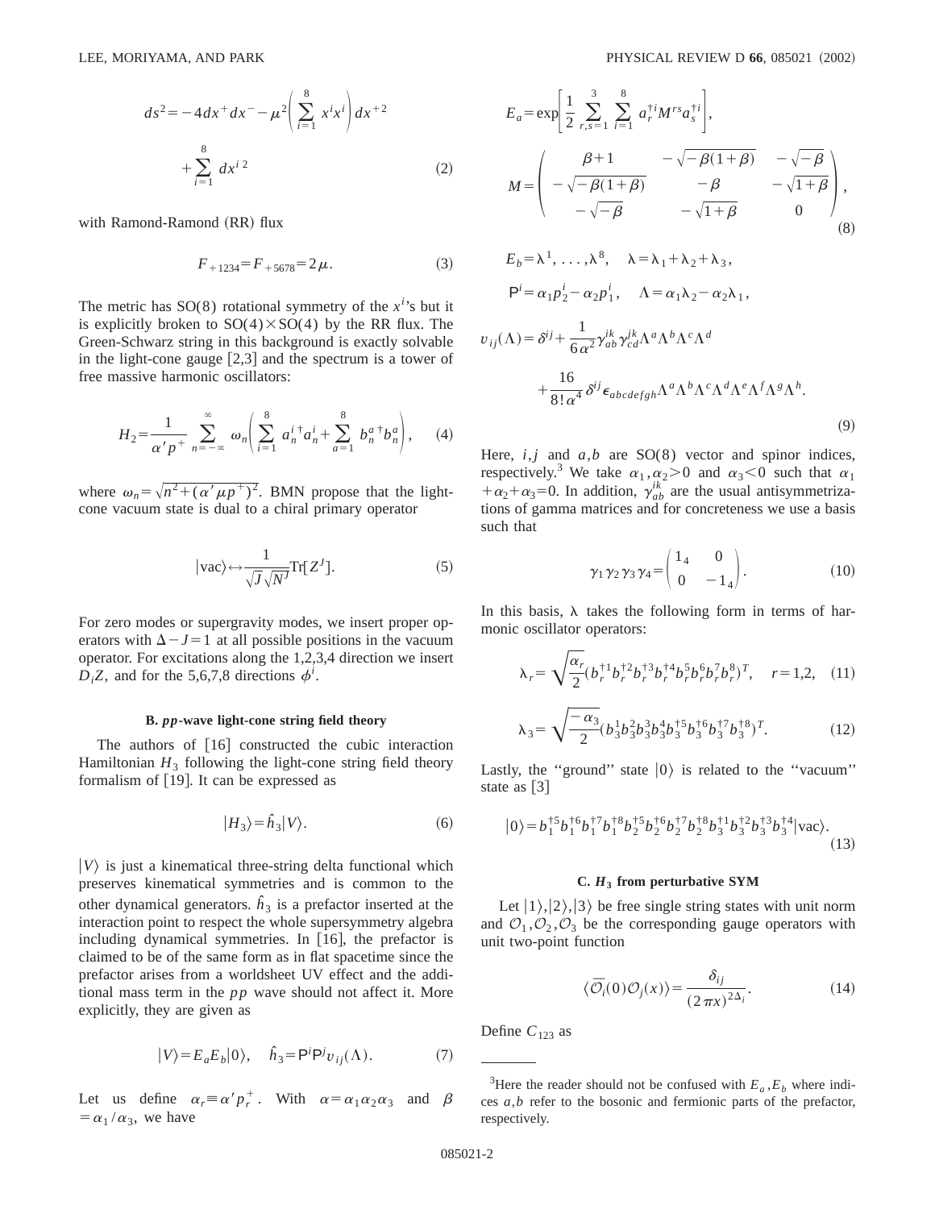$$ds^2 = -4dx^+dx^- - \mu^2\left(\sum_{i=1}^{8} x^i x^i\right)dx^{+2} + \sum_{i=1}^{8} dx^{i\,2} \tag{2}$$

with Ramond-Ramond (RR) flux

$$F_{+1234} = F_{+5678} = 2\mu. \tag{3}$$

The metric has SO(8) rotational symmetry of the $x^i$'s but it is explicitly broken to SO(4)×SO(4) by the RR flux. The Green-Schwarz string in this background is exactly solvable in the light-cone gauge [2,3] and the spectrum is a tower of free massive harmonic oscillators:

$$H_2 = \frac{1}{\alpha' p^+}\sum_{n=-\infty}^{\infty}\omega_n\left(\sum_{i=1}^{8} a_n^{i\,\dagger}a_n^i + \sum_{a=1}^{8} b_n^{a\,\dagger}b_n^a\right), \tag{4}$$

where $\omega_n = \sqrt{n^2 + (\alpha' \mu p^+)^2}$. BMN propose that the light-cone vacuum state is dual to a chiral primary operator

$$|\text{vac}\rangle \leftrightarrow \frac{1}{\sqrt{J}\sqrt{N^J}}\text{Tr}[Z^J]. \tag{5}$$

For zero modes or supergravity modes, we insert proper operators with $\Delta - J = 1$ at all possible positions in the vacuum operator. For excitations along the 1,2,3,4 direction we insert $D_i Z$, and for the 5,6,7,8 directions $\phi^i$.

### B. *pp*-wave light-cone string field theory

The authors of [16] constructed the cubic interaction Hamiltonian $H_3$ following the light-cone string field theory formalism of [19]. It can be expressed as

$$|H_3\rangle = \hat{h}_3|V\rangle. \tag{6}$$

$|V\rangle$ is just a kinematical three-string delta functional which preserves kinematical symmetries and is common to the other dynamical generators. $\hat{h}_3$ is a prefactor inserted at the interaction point to respect the whole supersymmetry algebra including dynamical symmetries. In [16], the prefactor is claimed to be of the same form as in flat spacetime since the prefactor arises from a worldsheet UV effect and the additional mass term in the *pp* wave should not affect it. More explicitly, they are given as

$$|V\rangle = E_a E_b |0\rangle, \quad \hat{h}_3 = \mathsf{P}^i \mathsf{P}^j v_{ij}(\Lambda). \tag{7}$$

Let us define $\alpha_r \equiv \alpha' p_r^+$. With $\alpha = \alpha_1\alpha_2\alpha_3$ and $\beta = \alpha_1/\alpha_3$, we have

$$E_a = \exp\left[\frac{1}{2}\sum_{r,s=1}^{3}\sum_{i=1}^{8} a_r^{\dagger i} M^{rs} a_s^{\dagger i}\right],$$

$$M = \begin{pmatrix} \beta+1 & -\sqrt{-\beta(1+\beta)} & -\sqrt{-\beta} \\ -\sqrt{-\beta(1+\beta)} & -\beta & -\sqrt{1+\beta} \\ -\sqrt{-\beta} & -\sqrt{1+\beta} & 0 \end{pmatrix}, \tag{8}$$

$$E_b = \lambda^1, \ldots, \lambda^8, \quad \lambda = \lambda_1 + \lambda_2 + \lambda_3,$$

$$\mathsf{P}^i = \alpha_1 p_2^i - \alpha_2 p_1^i, \quad \Lambda = \alpha_1\lambda_2 - \alpha_2\lambda_1,$$

$$v_{ij}(\Lambda) = \delta^{ij} + \frac{1}{6\alpha^2}\gamma_{ab}^{ik}\gamma_{cd}^{jk}\Lambda^a\Lambda^b\Lambda^c\Lambda^d + \frac{16}{8!\,\alpha^4}\delta^{ij}\epsilon_{abcdefgh}\Lambda^a\Lambda^b\Lambda^c\Lambda^d\Lambda^e\Lambda^f\Lambda^g\Lambda^h. \tag{9}$$

Here, $i,j$ and $a,b$ are SO(8) vector and spinor indices, respectively.[3] We take $\alpha_1, \alpha_2 > 0$ and $\alpha_3 < 0$ such that $\alpha_1 + \alpha_2 + \alpha_3 = 0$. In addition, $\gamma_{ab}^{ik}$ are the usual antisymmetrizations of gamma matrices and for concreteness we use a basis such that

$$\gamma_1\gamma_2\gamma_3\gamma_4 = \begin{pmatrix} 1_4 & 0 \\ 0 & -1_4 \end{pmatrix}. \tag{10}$$

In this basis, $\lambda$ takes the following form in terms of harmonic oscillator operators:

$$\lambda_r = \sqrt{\frac{\alpha_r}{2}}(b_r^{\dagger 1}b_r^{\dagger 2}b_r^{\dagger 3}b_r^{\dagger 4}b_r^5 b_r^6 b_r^7 b_r^8)^T, \quad r=1,2, \tag{11}$$

$$\lambda_3 = \sqrt{\frac{-\alpha_3}{2}}(b_3^1 b_3^2 b_3^3 b_3^4 b_3^{\dagger 5}b_3^{\dagger 6}b_3^{\dagger 7}b_3^{\dagger 8})^T. \tag{12}$$

Lastly, the "ground" state $|0\rangle$ is related to the "vacuum" state as [3]

$$|0\rangle = b_1^{\dagger 5}b_1^{\dagger 6}b_1^{\dagger 7}b_1^{\dagger 8}b_2^{\dagger 5}b_2^{\dagger 6}b_2^{\dagger 7}b_2^{\dagger 8}b_3^{\dagger 1}b_3^{\dagger 2}b_3^{\dagger 3}b_3^{\dagger 4}|\text{vac}\rangle. \tag{13}$$

### C. $H_3$ from perturbative SYM

Let $|1\rangle, |2\rangle, |3\rangle$ be free single string states with unit norm and $\mathcal{O}_1, \mathcal{O}_2, \mathcal{O}_3$ be the corresponding gauge operators with unit two-point function

$$\langle \bar{\mathcal{O}}_i(0)\mathcal{O}_j(x)\rangle = \frac{\delta_{ij}}{(2\pi x)^{2\Delta_i}}. \tag{14}$$

Define $C_{123}$ as

---

[3] Here the reader should not be confused with $E_a, E_b$ where indices $a,b$ refer to the bosonic and fermionic parts of the prefactor, respectively.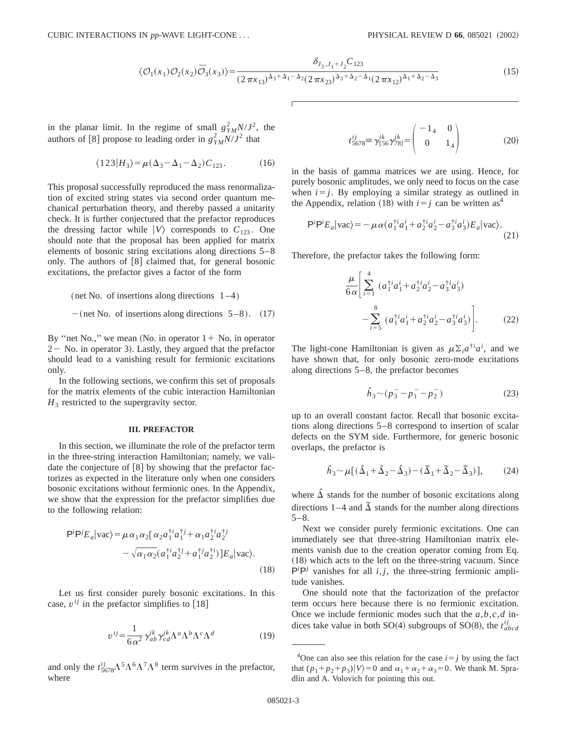$$\langle \mathcal{O}_1(x_1)\mathcal{O}_2(x_2)\bar{\mathcal{O}}_3(x_3)\rangle = \frac{\delta_{J_3,J_1+J_2} C_{123}}{(2\pi x_{13})^{\Delta_3+\Delta_1-\Delta_2}(2\pi x_{23})^{\Delta_3+\Delta_2-\Delta_1}(2\pi x_{12})^{\Delta_1+\Delta_2-\Delta_3}} \tag{15}$$

in the planar limit. In the regime of small $g_{YM}^2 N/J^2$, the authors of [8] propose to leading order in $g_{YM}^2 N/J^2$ that

$$\langle 123|H_3\rangle = \mu(\Delta_3 - \Delta_1 - \Delta_2) C_{123}. \tag{16}$$

This proposal successfully reproduced the mass renormalization of excited string states via second order quantum mechanical perturbation theory, and thereby passed a unitarity check. It is further conjectured that the prefactor reproduces the dressing factor while $|V\rangle$ corresponds to $C_{123}$. One should note that the proposal has been applied for matrix elements of bosonic string excitations along directions 5–8 only. The authors of [8] claimed that, for general bosonic excitations, the prefactor gives a factor of the form

$$\begin{aligned}&(\text{net No. of insertions along directions } 1\text{–}4)\\ &-(\text{net No. of insertions along directions } 5\text{–}8).\end{aligned} \tag{17}$$

By "net No.," we mean (No. in operator 1+ No. in operator 2− No. in operator 3). Lastly, they argued that the prefactor should lead to a vanishing result for fermionic excitations only.

In the following sections, we confirm this set of proposals for the matrix elements of the cubic interaction Hamiltonian $H_3$ restricted to the supergravity sector.

### III. PREFACTOR

In this section, we illuminate the role of the prefactor term in the three-string interaction Hamiltonian; namely, we validate the conjecture of [8] by showing that the prefactor factorizes as expected in the literature only when one considers bosonic excitations without fermionic ones. In the Appendix, we show that the expression for the prefactor simplifies due to the following relation:

$$\begin{aligned}\mathsf{P}^i\mathsf{P}^j E_a|\text{vac}\rangle = \mu\alpha_1\alpha_2[&\alpha_2 a_1^{\dagger i}a_1^{\dagger j} + \alpha_1 a_2^{\dagger i}a_2^{\dagger j}\\ &-\sqrt{\alpha_1\alpha_2}(a_1^{\dagger i}a_2^{\dagger j} + a_1^{\dagger j}a_2^{\dagger i})]E_a|\text{vac}\rangle.\end{aligned} \tag{18}$$

Let us first consider purely bosonic excitations. In this case, $v^{ij}$ in the prefactor simplifies to [18]

$$v^{ij} = \frac{1}{6\alpha^2}\gamma_{ab}^{ik}\gamma_{cd}^{jk}\Lambda^a\Lambda^b\Lambda^c\Lambda^d \tag{19}$$

and only the $t_{5678}^{ij}\Lambda^5\Lambda^6\Lambda^7\Lambda^8$ term survives in the prefactor, where

$$t_{5678}^{ij} \equiv \gamma_{[56}^{ik}\gamma_{78]}^{jk} = \begin{pmatrix} -1_4 & 0 \\ 0 & 1_4\end{pmatrix} \tag{20}$$

in the basis of gamma matrices we are using. Hence, for purely bosonic amplitudes, we only need to focus on the case when $i=j$. By employing a similar strategy as outlined in the Appendix, relation (18) with $i=j$ can be written as[4]

$$\mathsf{P}^i\mathsf{P}^i E_a|\text{vac}\rangle = -\mu\alpha(a_1^{\dagger i}a_1^i + a_2^{\dagger i}a_2^i - a_3^{\dagger i}a_3^i)E_a|\text{vac}\rangle. \tag{21}$$

Therefore, the prefactor takes the following form:

$$\frac{\mu}{6\alpha}\left[\sum_{i=1}^{4}(a_1^{\dagger i}a_1^i + a_2^{\dagger i}a_2^i - a_3^{\dagger i}a_3^i) - \sum_{i=5}^{8}(a_1^{\dagger i}a_1^i + a_2^{\dagger i}a_2^i - a_3^{\dagger i}a_3^i)\right]. \tag{22}$$

The light-cone Hamiltonian is given as $\mu\Sigma_i a^{\dagger i}a^i$, and we have shown that, for only bosonic zero-mode excitations along directions 5–8, the prefactor becomes

$$\hat{h}_3 \sim (p_3^- - p_1^- - p_2^-) \tag{23}$$

up to an overall constant factor. Recall that bosonic excitations along directions 5–8 correspond to insertion of scalar defects on the SYM side. Furthermore, for generic bosonic overlaps, the prefactor is

$$\hat{h}_3 \sim \mu[(\hat{\Delta}_1 + \hat{\Delta}_2 - \hat{\Delta}_3) - (\tilde{\Delta}_1 + \tilde{\Delta}_2 - \tilde{\Delta}_3)], \tag{24}$$

where $\hat{\Delta}$ stands for the number of bosonic excitations along directions 1–4 and $\tilde{\Delta}$ stands for the number along directions 5–8.

Next we consider purely fermionic excitations. One can immediately see that three-string Hamiltonian matrix elements vanish due to the creation operator coming from Eq. (18) which acts to the left on the three-string vacuum. Since $\mathsf{P}^i\mathsf{P}^j$ vanishes for all $i,j$, the three-string fermionic amplitude vanishes.

One should note that the factorization of the prefactor term occurs here because there is no fermionic excitation. Once we include fermionic modes such that the $a,b,c,d$ indices take value in both SO(4) subgroups of SO(8), the $t_{abcd}^{ij}$

---

[4] One can also see this relation for the case $i=j$ by using the fact that $(p_1+p_2+p_3)|V\rangle = 0$ and $\alpha_1+\alpha_2+\alpha_3=0$. We thank M. Spradlin and A. Volovich for pointing this out.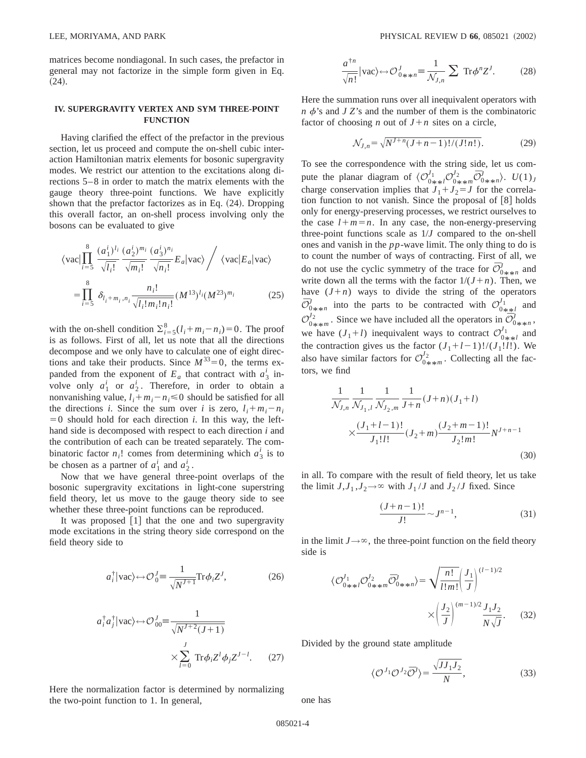matrices become nondiagonal. In such cases, the prefactor in general may not factorize in the simple form given in Eq. (24).

## IV. SUPERGRAVITY VERTEX AND SYM THREE-POINT FUNCTION

Having clarified the effect of the prefactor in the previous section, let us proceed and compute the on-shell cubic interaction Hamiltonian matrix elements for bosonic supergravity modes. We restrict our attention to the excitations along directions 5–8 in order to match the matrix elements with the gauge theory three-point functions. We have explicitly shown that the prefactor factorizes as in Eq. (24). Dropping this overall factor, an on-shell process involving only the bosons can be evaluated to give

$$\langle \mathrm{vac}|\prod_{i=5}^{8}\frac{(a_1^i)^{l_i}}{\sqrt{l_i!}}\frac{(a_2^i)^{m_i}}{\sqrt{m_i!}}\frac{(a_3^i)^{n_i}}{\sqrt{n_i!}}E_a|\mathrm{vac}\rangle \Big/ \langle \mathrm{vac}|E_a|\mathrm{vac}\rangle$$

$$=\prod_{i=5}^{8}\delta_{l_i+m_i,n_i}\frac{n_i!}{\sqrt{l_i!m_i!n_i!}}(M^{13})^{l_i}(M^{23})^{m_i} \tag{25}$$

with the on-shell condition $\Sigma_{i=5}^{8}(l_i+m_i-n_i)=0$. The proof is as follows. First of all, let us note that all the directions decompose and we only have to calculate one of eight directions and take their products. Since $M^{33}=0$, the terms expanded from the exponent of $E_a$ that contract with $a_3^i$ involve only $a_1^i$ or $a_2^i$. Therefore, in order to obtain a nonvanishing value, $l_i+m_i-n_i\leqslant 0$ should be satisfied for all the directions $i$. Since the sum over $i$ is zero, $l_i+m_i-n_i=0$ should hold for each direction $i$. In this way, the left-hand side is decomposed with respect to each direction $i$ and the contribution of each can be treated separately. The combinatoric factor $n_i!$ comes from determining which $a_3^i$ is to be chosen as a partner of $a_1^i$ and $a_2^i$.

Now that we have general three-point overlaps of the bosonic supergravity excitations in light-cone superstring field theory, let us move to the gauge theory side to see whether these three-point functions can be reproduced.

It was proposed [1] that the one and two supergravity mode excitations in the string theory side correspond on the field theory side to

$$a_i^\dagger|\mathrm{vac}\rangle \leftrightarrow \mathcal{O}_0^J \equiv \frac{1}{\sqrt{N^{J+1}}}\mathrm{Tr}\phi_i Z^J, \tag{26}$$

$$a_i^\dagger a_j^\dagger|\mathrm{vac}\rangle \leftrightarrow \mathcal{O}_{00}^J \equiv \frac{1}{\sqrt{N^{J+2}(J+1)}}\times\sum_{l=0}^{J}\mathrm{Tr}\phi_i Z^l\phi_j Z^{J-l}. \tag{27}$$

Here the normalization factor is determined by normalizing the two-point function to 1. In general,

$$\frac{a^{\dagger n}}{\sqrt{n!}}|\mathrm{vac}\rangle \leftrightarrow \mathcal{O}_{0**n}^J \equiv \frac{1}{\mathcal{N}_{J,n}}\sum \mathrm{Tr}\phi^n Z^J. \tag{28}$$

Here the summation runs over all inequivalent operators with $n$ $\phi$'s and $J$ $Z$'s and the number of them is the combinatoric factor of choosing $n$ out of $J+n$ sites on a circle,

$$\mathcal{N}_{J,n}=\sqrt{N^{J+n}(J+n-1)!/(J!n!)}. \tag{29}$$

To see the correspondence with the string side, let us compute the planar diagram of $\langle \mathcal{O}_{0**l}^{J_1}\mathcal{O}_{0**m}^{J_2}\bar{\mathcal{O}}_{0**n}^{J}\rangle$. $U(1)_J$ charge conservation implies that $J_1+J_2=J$ for the correlation function to not vanish. Since the proposal of [8] holds only for energy-preserving processes, we restrict ourselves to the case $l+m=n$. In any case, the non-energy-preserving three-point functions scale as $1/J$ compared to the on-shell ones and vanish in the $pp$-wave limit. The only thing to do is to count the number of ways of contracting. First of all, we do not use the cyclic symmetry of the trace for $\bar{\mathcal{O}}_{0**n}^{J}$ and write down all the terms with the factor $1/(J+n)$. Then, we have $(J+n)$ ways to divide the string of the operators $\bar{\mathcal{O}}_{0**n}^{J}$ into the parts to be contracted with $\mathcal{O}_{0**l}^{J_1}$ and $\mathcal{O}_{0**m}^{J_2}$. Since we have included all the operators in $\bar{\mathcal{O}}_{0**n}^{J}$, we have $(J_1+l)$ inequivalent ways to contract $\mathcal{O}_{0**l}^{J_1}$ and the contraction gives us the factor $(J_1+l-1)!/(J_1!l!)$. We also have similar factors for $\mathcal{O}_{0**m}^{J_2}$. Collecting all the factors, we find

$$\frac{1}{\mathcal{N}_{J,n}}\frac{1}{\mathcal{N}_{J_1,l}}\frac{1}{\mathcal{N}_{J_2,m}}\frac{1}{J+n}(J+n)(J_1+l)\times\frac{(J_1+l-1)!}{J_1!l!}(J_2+m)\frac{(J_2+m-1)!}{J_2!m!}N^{J+n-1} \tag{30}$$

in all. To compare with the result of field theory, let us take the limit $J,J_1,J_2\to\infty$ with $J_1/J$ and $J_2/J$ fixed. Since

$$\frac{(J+n-1)!}{J!}\sim J^{n-1}, \tag{31}$$

in the limit $J\to\infty$, the three-point function on the field theory side is

$$\langle \mathcal{O}_{0**l}^{J_1}\mathcal{O}_{0**m}^{J_2}\bar{\mathcal{O}}_{0**n}^{J}\rangle=\sqrt{\frac{n!}{l!m!}}\left(\frac{J_1}{J}\right)^{(l-1)/2}\times\left(\frac{J_2}{J}\right)^{(m-1)/2}\frac{J_1J_2}{N\sqrt{J}}. \tag{32}$$

Divided by the ground state amplitude

$$\langle \mathcal{O}^{J_1}\mathcal{O}^{J_2}\bar{\mathcal{O}}^{J}\rangle=\frac{\sqrt{JJ_1J_2}}{N}, \tag{33}$$

one has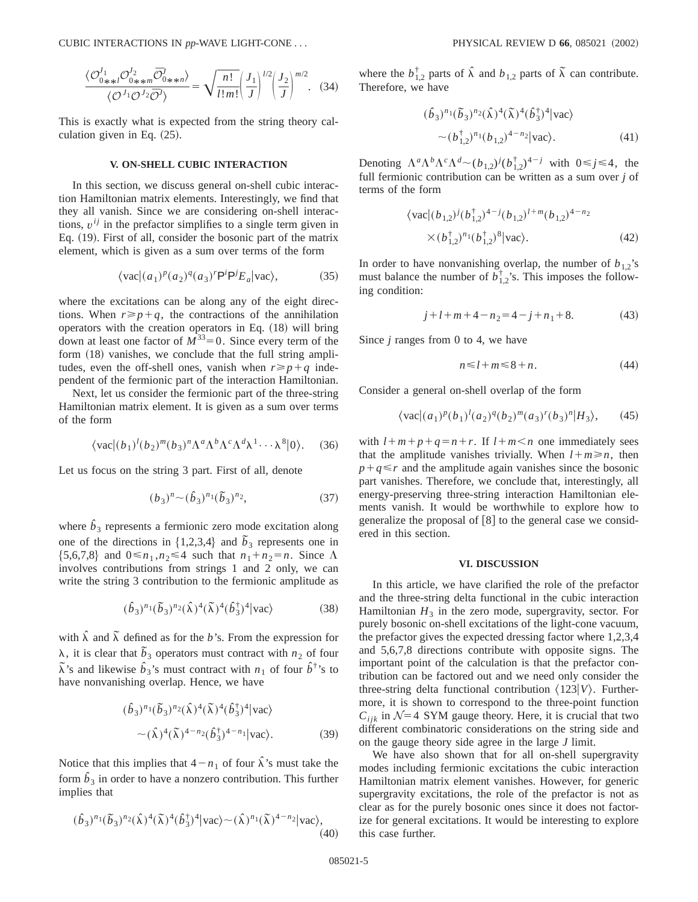$$\frac{\langle \mathcal{O}^{J_1}_{0**l}\mathcal{O}^{J_2}_{0**m}\bar{\mathcal{O}}^{J}_{0**n}\rangle}{\langle \mathcal{O}^{J_1}\mathcal{O}^{J_2}\bar{\mathcal{O}}^{J}\rangle}=\sqrt{\frac{n!}{l!m!}}\left(\frac{J_1}{J}\right)^{l/2}\left(\frac{J_2}{J}\right)^{m/2}. \quad (34)$$

This is exactly what is expected from the string theory calculation given in Eq. (25).

## V. ON-SHELL CUBIC INTERACTION

In this section, we discuss general on-shell cubic interaction Hamiltonian matrix elements. Interestingly, we find that they all vanish. Since we are considering on-shell interactions, $v^{ij}$ in the prefactor simplifies to a single term given in Eq. (19). First of all, consider the bosonic part of the matrix element, which is given as a sum over terms of the form

$$\langle \mathrm{vac}|(a_1)^p(a_2)^q(a_3)^r \mathsf{P}^i \mathsf{P}^j E_a|\mathrm{vac}\rangle, \quad (35)$$

where the excitations can be along any of the eight directions. When $r \geqslant p+q$, the contractions of the annihilation operators with the creation operators in Eq. (18) will bring down at least one factor of $M^{33}=0$. Since every term of the form (18) vanishes, we conclude that the full string amplitudes, even the off-shell ones, vanish when $r \geqslant p+q$ independent of the fermionic part of the interaction Hamiltonian.

Next, let us consider the fermionic part of the three-string Hamiltonian matrix element. It is given as a sum over terms of the form

$$\langle \mathrm{vac}|(b_1)^l(b_2)^m(b_3)^n \Lambda^a\Lambda^b\Lambda^c\Lambda^d \lambda^1\cdots\lambda^8|0\rangle. \quad (36)$$

Let us focus on the string 3 part. First of all, denote

$$(b_3)^n \sim (\hat{b}_3)^{n_1}(\tilde{b}_3)^{n_2}, \quad (37)$$

where $\hat{b}_3$ represents a fermionic zero mode excitation along one of the directions in $\{1,2,3,4\}$ and $\tilde{b}_3$ represents one in $\{5,6,7,8\}$ and $0 \leqslant n_1, n_2 \leqslant 4$ such that $n_1+n_2=n$. Since $\Lambda$ involves contributions from strings 1 and 2 only, we can write the string 3 contribution to the fermionic amplitude as

$$(\hat{b}_3)^{n_1}(\tilde{b}_3)^{n_2}(\hat{\lambda})^4(\tilde{\lambda})^4(\hat{b}_3^\dagger)^4|\mathrm{vac}\rangle \quad (38)$$

with $\hat{\lambda}$ and $\tilde{\lambda}$ defined as for the $b$'s. From the expression for $\lambda$, it is clear that $\tilde{b}_3$ operators must contract with $n_2$ of four $\tilde{\lambda}$'s and likewise $\hat{b}_3$'s must contract with $n_1$ of four $\hat{b}^\dagger$'s to have nonvanishing overlap. Hence, we have

$$(\hat{b}_3)^{n_1}(\tilde{b}_3)^{n_2}(\hat{\lambda})^4(\tilde{\lambda})^4(\hat{b}_3^\dagger)^4|\mathrm{vac}\rangle \sim (\hat{\lambda})^4(\tilde{\lambda})^{4-n_2}(\hat{b}_3^\dagger)^{4-n_1}|\mathrm{vac}\rangle. \quad (39)$$

Notice that this implies that $4-n_1$ of four $\hat{\lambda}$'s must take the form $\hat{b}_3$ in order to have a nonzero contribution. This further implies that

$$(\hat{b}_3)^{n_1}(\tilde{b}_3)^{n_2}(\hat{\lambda})^4(\tilde{\lambda})^4(\hat{b}_3^\dagger)^4|\mathrm{vac}\rangle \sim (\hat{\lambda})^{n_1}(\tilde{\lambda})^{4-n_2}|\mathrm{vac}\rangle, \quad (40)$$

where the $b_{1,2}^\dagger$ parts of $\hat{\lambda}$ and $b_{1,2}$ parts of $\tilde{\lambda}$ can contribute. Therefore, we have

$$(\hat{b}_3)^{n_1}(\tilde{b}_3)^{n_2}(\hat{\lambda})^4(\tilde{\lambda})^4(\hat{b}_3^\dagger)^4|\mathrm{vac}\rangle \sim (b_{1,2}^\dagger)^{n_1}(b_{1,2})^{4-n_2}|\mathrm{vac}\rangle. \quad (41)$$

Denoting $\Lambda^a\Lambda^b\Lambda^c\Lambda^d \sim (b_{1,2})^j(b_{1,2}^\dagger)^{4-j}$ with $0 \leqslant j \leqslant 4$, the full fermionic contribution can be written as a sum over $j$ of terms of the form

$$\langle \mathrm{vac}|(b_{1,2})^j(b_{1,2}^\dagger)^{4-j}(b_{1,2})^{l+m}(b_{1,2})^{4-n_2} \times (b_{1,2}^\dagger)^{n_1}(b_{1,2}^\dagger)^8|\mathrm{vac}\rangle. \quad (42)$$

In order to have nonvanishing overlap, the number of $b_{1,2}$'s must balance the number of $b_{1,2}^\dagger$'s. This imposes the following condition:

$$j+l+m+4-n_2=4-j+n_1+8. \quad (43)$$

Since $j$ ranges from 0 to 4, we have

$$n \leqslant l+m \leqslant 8+n. \quad (44)$$

Consider a general on-shell overlap of the form

$$\langle \mathrm{vac}|(a_1)^p(b_1)^l(a_2)^q(b_2)^m(a_3)^r(b_3)^n|H_3\rangle, \quad (45)$$

with $l+m+p+q=n+r$. If $l+m<n$ one immediately sees that the amplitude vanishes trivially. When $l+m \geqslant n$, then $p+q \leqslant r$ and the amplitude again vanishes since the bosonic part vanishes. Therefore, we conclude that, interestingly, all energy-preserving three-string interaction Hamiltonian elements vanish. It would be worthwhile to explore how to generalize the proposal of [8] to the general case we considered in this section.

## VI. DISCUSSION

In this article, we have clarified the role of the prefactor and the three-string delta functional in the cubic interaction Hamiltonian $H_3$ in the zero mode, supergravity, sector. For purely bosonic on-shell excitations of the light-cone vacuum, the prefactor gives the expected dressing factor where 1,2,3,4 and 5,6,7,8 directions contribute with opposite signs. The important point of the calculation is that the prefactor contribution can be factored out and we need only consider the three-string delta functional contribution $\langle 123|V\rangle$. Furthermore, it is shown to correspond to the three-point function $C_{ijk}$ in $\mathcal{N}=4$ SYM gauge theory. Here, it is crucial that two different combinatoric considerations on the string side and on the gauge theory side agree in the large $J$ limit.

We have also shown that for all on-shell supergravity modes including fermionic excitations the cubic interaction Hamiltonian matrix element vanishes. However, for generic supergravity excitations, the role of the prefactor is not as clear as for the purely bosonic ones since it does not factorize for general excitations. It would be interesting to explore this case further.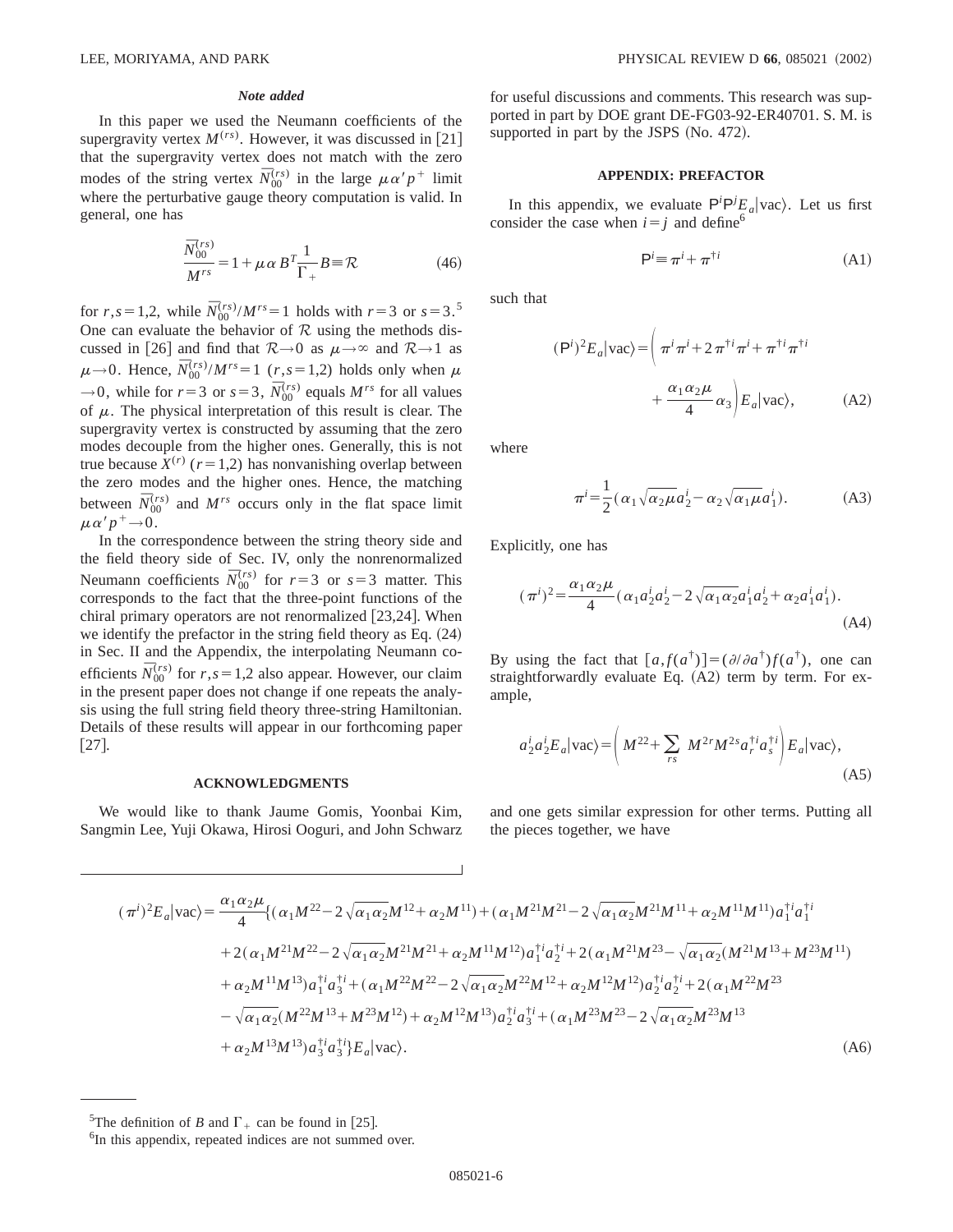### *Note added*

In this paper we used the Neumann coefficients of the supergravity vertex $M^{(rs)}$. However, it was discussed in [21] that the supergravity vertex does not match with the zero modes of the string vertex $\bar{N}_{00}^{(rs)}$ in the large $\mu\alpha' p^+$ limit where the perturbative gauge theory computation is valid. In general, one has

$$\frac{\bar{N}_{00}^{(rs)}}{M^{rs}} = 1 + \mu\alpha B^T \frac{1}{\Gamma_+} B \equiv \mathcal{R} \tag{46}$$

for $r,s=1,2$, while $\bar{N}_{00}^{(rs)}/M^{rs}=1$ holds with $r=3$ or $s=3$.[5] One can evaluate the behavior of $\mathcal{R}$ using the methods discussed in [26] and find that $\mathcal{R}\to 0$ as $\mu\to\infty$ and $\mathcal{R}\to 1$ as $\mu\to 0$. Hence, $\bar{N}_{00}^{(rs)}/M^{rs}=1$ $(r,s=1,2)$ holds only when $\mu\to 0$, while for $r=3$ or $s=3$, $\bar{N}_{00}^{(rs)}$ equals $M^{rs}$ for all values of $\mu$. The physical interpretation of this result is clear. The supergravity vertex is constructed by assuming that the zero modes decouple from the higher ones. Generally, this is not true because $X^{(r)}$ $(r=1,2)$ has nonvanishing overlap between the zero modes and the higher ones. Hence, the matching between $\bar{N}_{00}^{(rs)}$ and $M^{rs}$ occurs only in the flat space limit $\mu\alpha' p^+ \to 0$.

In the correspondence between the string theory side and the field theory side of Sec. IV, only the nonrenormalized Neumann coefficients $\bar{N}_{00}^{(rs)}$ for $r=3$ or $s=3$ matter. This corresponds to the fact that the three-point functions of the chiral primary operators are not renormalized [23,24]. When we identify the prefactor in the string field theory as Eq. (24) in Sec. II and the Appendix, the interpolating Neumann coefficients $\bar{N}_{00}^{(rs)}$ for $r,s=1,2$ also appear. However, our claim in the present paper does not change if one repeats the analysis using the full string field theory three-string Hamiltonian. Details of these results will appear in our forthcoming paper [27].

## ACKNOWLEDGMENTS

We would like to thank Jaume Gomis, Yoonbai Kim, Sangmin Lee, Yuji Okawa, Hirosi Ooguri, and John Schwarz for useful discussions and comments. This research was supported in part by DOE grant DE-FG03-92-ER40701. S. M. is supported in part by the JSPS (No. 472).

## APPENDIX: PREFACTOR

In this appendix, we evaluate $\mathsf{P}^i\mathsf{P}^j E_a|\text{vac}\rangle$. Let us first consider the case when $i=j$ and define[6]

$$\mathsf{P}^i \equiv \pi^i + \pi^{\dagger i} \tag{A1}$$

such that

$$(\mathsf{P}^i)^2 E_a|\text{vac}\rangle = \left(\pi^i\pi^i + 2\pi^{\dagger i}\pi^i + \pi^{\dagger i}\pi^{\dagger i} + \frac{\alpha_1\alpha_2\mu}{4}\alpha_3\right) E_a|\text{vac}\rangle, \tag{A2}$$

where

$$\pi^i = \frac{1}{2}(\alpha_1\sqrt{\alpha_2\mu}\,a_2^i - \alpha_2\sqrt{\alpha_1\mu}\,a_1^i). \tag{A3}$$

Explicitly, one has

$$(\pi^i)^2 = \frac{\alpha_1\alpha_2\mu}{4}(\alpha_1 a_2^i a_2^i - 2\sqrt{\alpha_1\alpha_2}\,a_1^i a_2^i + \alpha_2 a_1^i a_1^i). \tag{A4}$$

By using the fact that $[a, f(a^\dagger)] = (\partial/\partial a^\dagger) f(a^\dagger)$, one can straightforwardly evaluate Eq. (A2) term by term. For example,

$$a_2^i a_2^i E_a|\text{vac}\rangle = \left(M^{22} + \sum_{rs} M^{2r}M^{2s} a_r^{\dagger i} a_s^{\dagger i}\right) E_a|\text{vac}\rangle, \tag{A5}$$

and one gets similar expression for other terms. Putting all the pieces together, we have

$$\begin{aligned}
(\pi^i)^2 E_a|\text{vac}\rangle = \frac{\alpha_1\alpha_2\mu}{4}\{&(\alpha_1 M^{22} - 2\sqrt{\alpha_1\alpha_2}M^{12} + \alpha_2 M^{11}) + (\alpha_1 M^{21}M^{21} - 2\sqrt{\alpha_1\alpha_2}M^{21}M^{11} + \alpha_2 M^{11}M^{11}) a_1^{\dagger i} a_1^{\dagger i} \\
&+ 2(\alpha_1 M^{21}M^{22} - 2\sqrt{\alpha_1\alpha_2}M^{21}M^{21} + \alpha_2 M^{11}M^{12}) a_1^{\dagger i} a_2^{\dagger i} + 2(\alpha_1 M^{21}M^{23} - \sqrt{\alpha_1\alpha_2}(M^{21}M^{13} + M^{23}M^{11}) \\
&+ \alpha_2 M^{11}M^{13}) a_1^{\dagger i} a_3^{\dagger i} + (\alpha_1 M^{22}M^{22} - 2\sqrt{\alpha_1\alpha_2}M^{22}M^{12} + \alpha_2 M^{12}M^{12}) a_2^{\dagger i} a_2^{\dagger i} + 2(\alpha_1 M^{22}M^{23} \\
&- \sqrt{\alpha_1\alpha_2}(M^{22}M^{13} + M^{23}M^{12}) + \alpha_2 M^{12}M^{13}) a_2^{\dagger i} a_3^{\dagger i} + (\alpha_1 M^{23}M^{23} - 2\sqrt{\alpha_1\alpha_2}M^{23}M^{13} \\
&+ \alpha_2 M^{13}M^{13}) a_3^{\dagger i} a_3^{\dagger i}\} E_a|\text{vac}\rangle.
\end{aligned} \tag{A6}$$

---

[5] The definition of $B$ and $\Gamma_+$ can be found in [25].

[6] In this appendix, repeated indices are not summed over.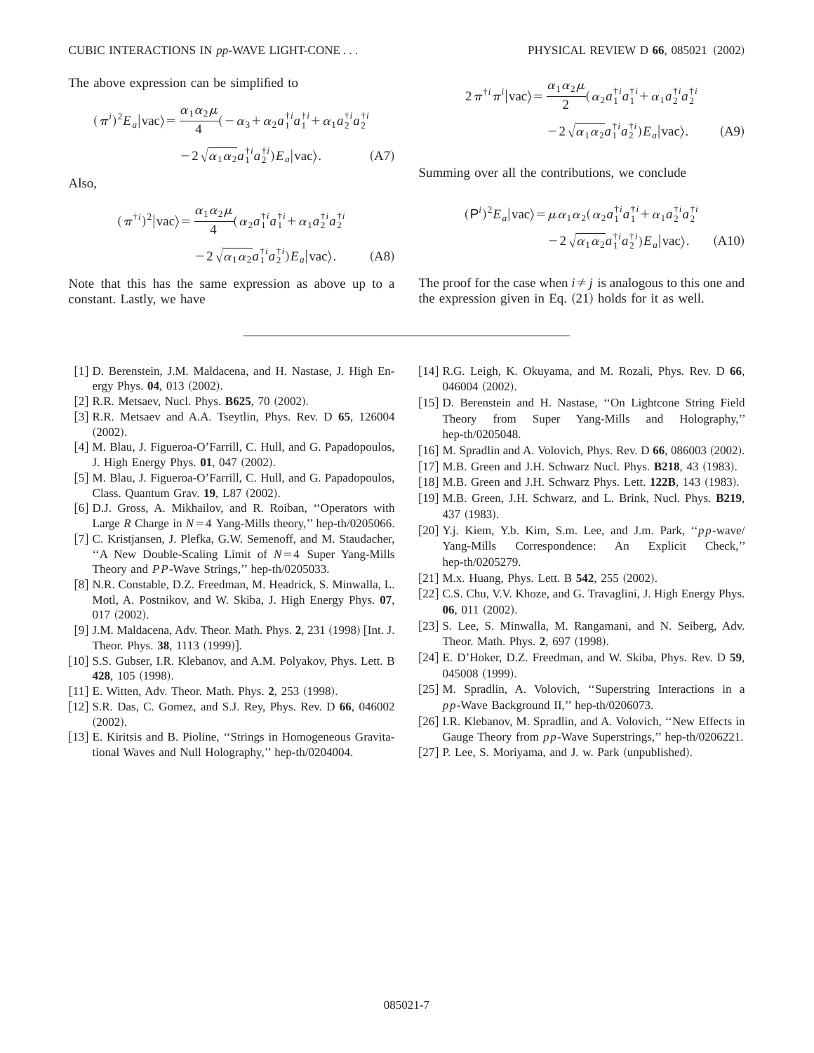The above expression can be simplified to

$$(\pi^i)^2 E_a|\mathrm{vac}\rangle = \frac{\alpha_1\alpha_2\mu}{4}(-\alpha_3 + \alpha_2 a_1^{\dagger i} a_1^{\dagger i} + \alpha_1 a_2^{\dagger i} a_2^{\dagger i} - 2\sqrt{\alpha_1\alpha_2}\, a_1^{\dagger i} a_2^{\dagger i}) E_a|\mathrm{vac}\rangle. \tag{A7}$$

Also,

$$(\pi^{\dagger i})^2|\mathrm{vac}\rangle = \frac{\alpha_1\alpha_2\mu}{4}(\alpha_2 a_1^{\dagger i} a_1^{\dagger i} + \alpha_1 a_2^{\dagger i} a_2^{\dagger i} - 2\sqrt{\alpha_1\alpha_2}\, a_1^{\dagger i} a_2^{\dagger i}) E_a|\mathrm{vac}\rangle. \tag{A8}$$

Note that this has the same expression as above up to a constant. Lastly, we have

$$2\pi^{\dagger i}\pi^i|\mathrm{vac}\rangle = \frac{\alpha_1\alpha_2\mu}{2}(\alpha_2 a_1^{\dagger i} a_1^{\dagger i} + \alpha_1 a_2^{\dagger i} a_2^{\dagger i} - 2\sqrt{\alpha_1\alpha_2}\, a_1^{\dagger i} a_2^{\dagger i}) E_a|\mathrm{vac}\rangle. \tag{A9}$$

Summing over all the contributions, we conclude

$$(\mathsf{P}^i)^2 E_a|\mathrm{vac}\rangle = \mu\alpha_1\alpha_2(\alpha_2 a_1^{\dagger i} a_1^{\dagger i} + \alpha_1 a_2^{\dagger i} a_2^{\dagger i} - 2\sqrt{\alpha_1\alpha_2}\, a_1^{\dagger i} a_2^{\dagger i}) E_a|\mathrm{vac}\rangle. \tag{A10}$$

The proof for the case when $i \neq j$ is analogous to this one and the expression given in Eq. (21) holds for it as well.

---

- [1] D. Berenstein, J.M. Maldacena, and H. Nastase, J. High Energy Phys. **04**, 013 (2002).
- [2] R.R. Metsaev, Nucl. Phys. **B625**, 70 (2002).
- [3] R.R. Metsaev and A.A. Tseytlin, Phys. Rev. D **65**, 126004 (2002).
- [4] M. Blau, J. Figueroa-O'Farrill, C. Hull, and G. Papadopoulos, J. High Energy Phys. **01**, 047 (2002).
- [5] M. Blau, J. Figueroa-O'Farrill, C. Hull, and G. Papadopoulos, Class. Quantum Grav. **19**, L87 (2002).
- [6] D.J. Gross, A. Mikhailov, and R. Roiban, ''Operators with Large $R$ Charge in $N=4$ Yang-Mills theory,'' hep-th/0205066.
- [7] C. Kristjansen, J. Plefka, G.W. Semenoff, and M. Staudacher, ''A New Double-Scaling Limit of $N=4$ Super Yang-Mills Theory and $PP$-Wave Strings,'' hep-th/0205033.
- [8] N.R. Constable, D.Z. Freedman, M. Headrick, S. Minwalla, L. Motl, A. Postnikov, and W. Skiba, J. High Energy Phys. **07**, 017 (2002).
- [9] J.M. Maldacena, Adv. Theor. Math. Phys. **2**, 231 (1998) [Int. J. Theor. Phys. **38**, 1113 (1999)].
- [10] S.S. Gubser, I.R. Klebanov, and A.M. Polyakov, Phys. Lett. B **428**, 105 (1998).
- [11] E. Witten, Adv. Theor. Math. Phys. **2**, 253 (1998).
- [12] S.R. Das, C. Gomez, and S.J. Rey, Phys. Rev. D **66**, 046002 (2002).
- [13] E. Kiritsis and B. Pioline, ''Strings in Homogeneous Gravitational Waves and Null Holography,'' hep-th/0204004.
- [14] R.G. Leigh, K. Okuyama, and M. Rozali, Phys. Rev. D **66**, 046004 (2002).
- [15] D. Berenstein and H. Nastase, ''On Lightcone String Field Theory from Super Yang-Mills and Holography,'' hep-th/0205048.
- [16] M. Spradlin and A. Volovich, Phys. Rev. D **66**, 086003 (2002).
- [17] M.B. Green and J.H. Schwarz Nucl. Phys. **B218**, 43 (1983).
- [18] M.B. Green and J.H. Schwarz Phys. Lett. **122B**, 143 (1983).
- [19] M.B. Green, J.H. Schwarz, and L. Brink, Nucl. Phys. **B219**, 437 (1983).
- [20] Y.j. Kiem, Y.b. Kim, S.m. Lee, and J.m. Park, ''$pp$-wave/Yang-Mills Correspondence: An Explicit Check,'' hep-th/0205279.
- [21] M.x. Huang, Phys. Lett. B **542**, 255 (2002).
- [22] C.S. Chu, V.V. Khoze, and G. Travaglini, J. High Energy Phys. **06**, 011 (2002).
- [23] S. Lee, S. Minwalla, M. Rangamani, and N. Seiberg, Adv. Theor. Math. Phys. **2**, 697 (1998).
- [24] E. D'Hoker, D.Z. Freedman, and W. Skiba, Phys. Rev. D **59**, 045008 (1999).
- [25] M. Spradlin, A. Volovich, ''Superstring Interactions in a $pp$-Wave Background II,'' hep-th/0206073.
- [26] I.R. Klebanov, M. Spradlin, and A. Volovich, ''New Effects in Gauge Theory from $pp$-Wave Superstrings,'' hep-th/0206221.
- [27] P. Lee, S. Moriyama, and J. w. Park (unpublished).